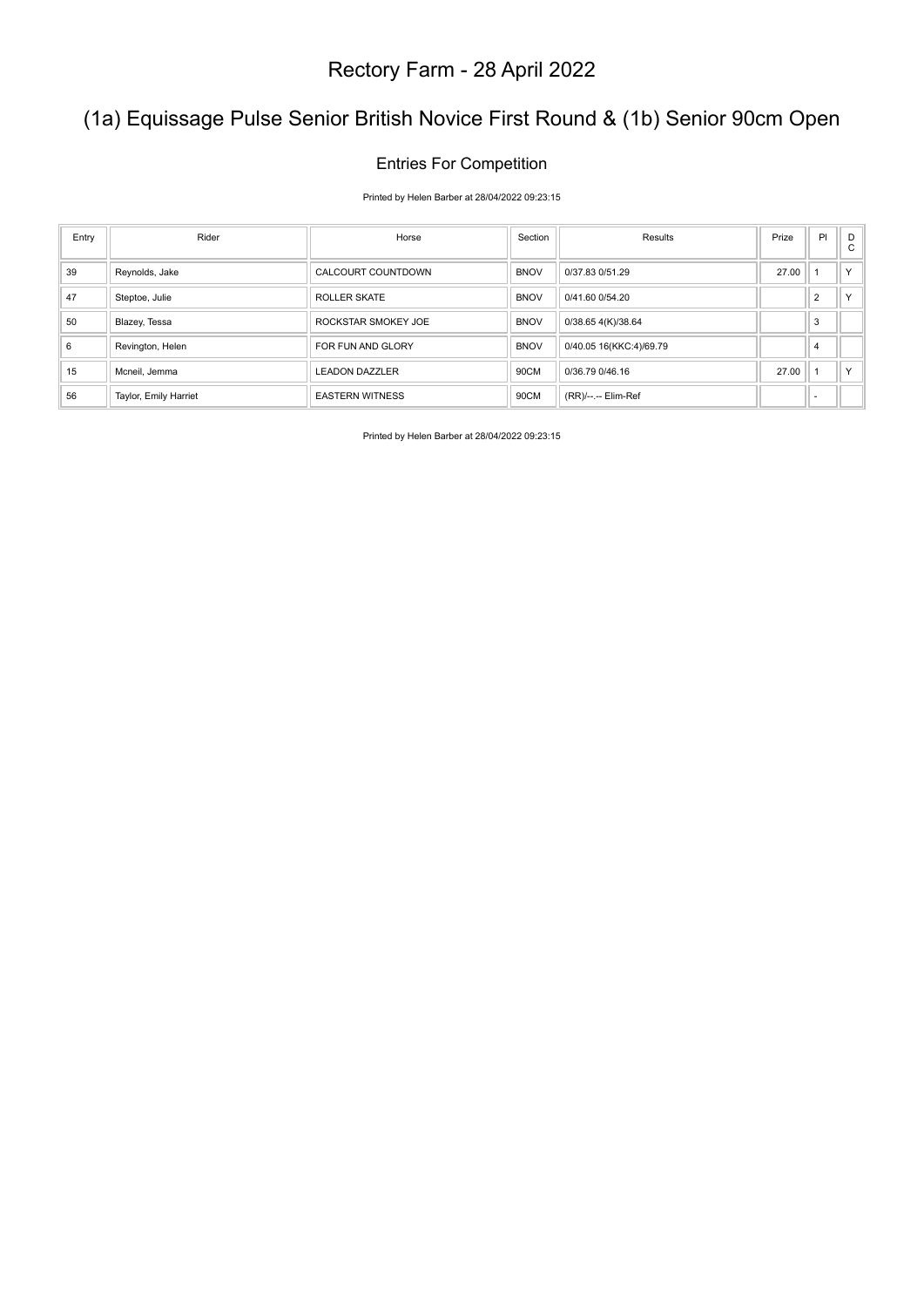# Rectory Farm - 28 April 2022

## (1a) Equissage Pulse Senior British Novice First Round & (1b) Senior 90cm Open

### Entries For Competition

Printed by Helen Barber at 28/04/2022 09:23:15

| Entry | Rider | Horse | Section | Results | Prize | Pl | DC |
|---|---|---|---|---|---|---|---|
| 39 | Reynolds, Jake | CALCOURT COUNTDOWN | BNOV | 0/37.83 0/51.29 | 27.00 | 1 | Y |
| 47 | Steptoe, Julie | ROLLER SKATE | BNOV | 0/41.60 0/54.20 | | 2 | Y |
| 50 | Blazey, Tessa | ROCKSTAR SMOKEY JOE | BNOV | 0/38.65 4(K)/38.64 | | 3 | |
| 6 | Revington, Helen | FOR FUN AND GLORY | BNOV | 0/40.05 16(KKC:4)/69.79 | | 4 | |
| 15 | Mcneil, Jemma | LEADON DAZZLER | 90CM | 0/36.79 0/46.16 | 27.00 | 1 | Y |
| 56 | Taylor, Emily Harriet | EASTERN WITNESS | 90CM | (RR)/--.-- Elim-Ref | | - | |

Printed by Helen Barber at 28/04/2022 09:23:15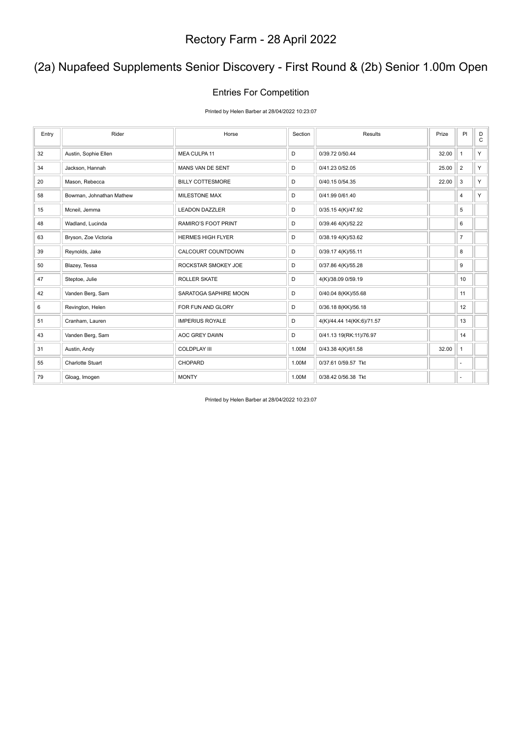# Rectory Farm - 28 April 2022

## (2a) Nupafeed Supplements Senior Discovery - First Round & (2b) Senior 1.00m Open

### Entries For Competition

Printed by Helen Barber at 28/04/2022 10:23:07

| Entry | Rider | Horse | Section | Results | Prize | Pl | DC |
|---|---|---|---|---|---|---|---|
| 32 | Austin, Sophie Ellen | MEA CULPA 11 | D | 0/39.72 0/50.44 | 32.00 | 1 | Y |
| 34 | Jackson, Hannah | MANS VAN DE SENT | D | 0/41.23 0/52.05 | 25.00 | 2 | Y |
| 20 | Mason, Rebecca | BILLY COTTESMORE | D | 0/40.15 0/54.35 | 22.00 | 3 | Y |
| 58 | Bowman, Johnathan Mathew | MILESTONE MAX | D | 0/41.99 0/61.40 | | 4 | Y |
| 15 | Mcneil, Jemma | LEADON DAZZLER | D | 0/35.15 4(K)/47.92 | | 5 | |
| 48 | Wadland, Lucinda | RAMIRO'S FOOT PRINT | D | 0/39.46 4(K)/52.22 | | 6 | |
| 63 | Bryson, Zoe Victoria | HERMES HIGH FLYER | D | 0/38.19 4(K)/53.62 | | 7 | |
| 39 | Reynolds, Jake | CALCOURT COUNTDOWN | D | 0/39.17 4(K)/55.11 | | 8 | |
| 50 | Blazey, Tessa | ROCKSTAR SMOKEY JOE | D | 0/37.86 4(K)/55.28 | | 9 | |
| 47 | Steptoe, Julie | ROLLER SKATE | D | 4(K)/38.09 0/59.19 | | 10 | |
| 42 | Vanden Berg, Sam | SARATOGA SAPHIRE MOON | D | 0/40.04 8(KK)/55.68 | | 11 | |
| 6 | Revington, Helen | FOR FUN AND GLORY | D | 0/36.18 8(KK)/56.18 | | 12 | |
| 51 | Cranham, Lauren | IMPERIUS ROYALE | D | 4(K)/44.44 14(KK:6)/71.57 | | 13 | |
| 43 | Vanden Berg, Sam | AOC GREY DAWN | D | 0/41.13 19(RK:11)/76.97 | | 14 | |
| 31 | Austin, Andy | COLDPLAY III | 1.00M | 0/43.38 4(K)/61.58 | 32.00 | 1 | |
| 55 | Charlotte Stuart | CHOPARD | 1.00M | 0/37.61 0/59.57 Tkt | | - | |
| 79 | Gloag, Imogen | MONTY | 1.00M | 0/38.42 0/56.38 Tkt | | - | |

Printed by Helen Barber at 28/04/2022 10:23:07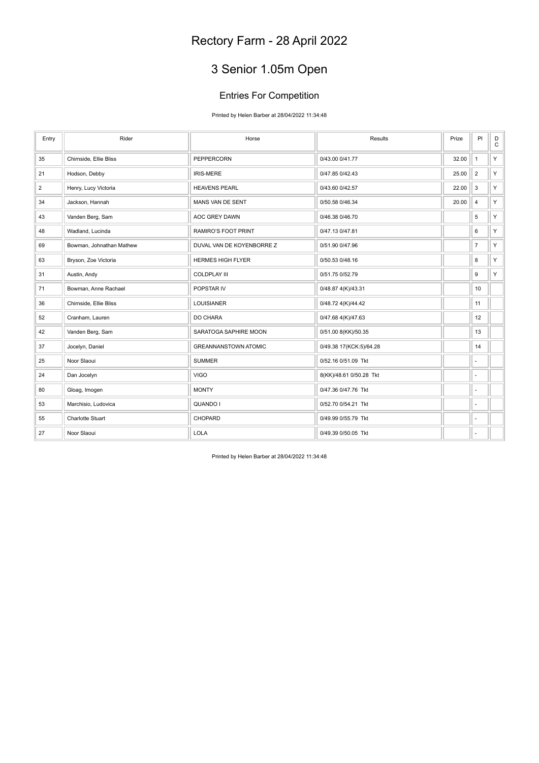# Rectory Farm - 28 April 2022

## 3 Senior 1.05m Open

### Entries For Competition

Printed by Helen Barber at 28/04/2022 11:34:48

| Entry | Rider | Horse | Results | Prize | Pl | DC |
|---|---|---|---|---|---|---|
| 35 | Chirnside, Ellie Bliss | PEPPERCORN | 0/43.00 0/41.77 | 32.00 | 1 | Y |
| 21 | Hodson, Debby | IRIS-MERE | 0/47.85 0/42.43 | 25.00 | 2 | Y |
| 2 | Henry, Lucy Victoria | HEAVENS PEARL | 0/43.60 0/42.57 | 22.00 | 3 | Y |
| 34 | Jackson, Hannah | MANS VAN DE SENT | 0/50.58 0/46.34 | 20.00 | 4 | Y |
| 43 | Vanden Berg, Sam | AOC GREY DAWN | 0/46.38 0/46.70 | | 5 | Y |
| 48 | Wadland, Lucinda | RAMIRO'S FOOT PRINT | 0/47.13 0/47.81 | | 6 | Y |
| 69 | Bowman, Johnathan Mathew | DUVAL VAN DE KOYENBORRE Z | 0/51.90 0/47.96 | | 7 | Y |
| 63 | Bryson, Zoe Victoria | HERMES HIGH FLYER | 0/50.53 0/48.16 | | 8 | Y |
| 31 | Austin, Andy | COLDPLAY III | 0/51.75 0/52.79 | | 9 | Y |
| 71 | Bowman, Anne Rachael | POPSTAR IV | 0/48.87 4(K)/43.31 | | 10 | |
| 36 | Chirnside, Ellie Bliss | LOUISIANER | 0/48.72 4(K)/44.42 | | 11 | |
| 52 | Cranham, Lauren | DO CHARA | 0/47.68 4(K)/47.63 | | 12 | |
| 42 | Vanden Berg, Sam | SARATOGA SAPHIRE MOON | 0/51.00 8(KK)/50.35 | | 13 | |
| 37 | Jocelyn, Daniel | GREANNANSTOWN ATOMIC | 0/49.38 17(KCK:5)/64.28 | | 14 | |
| 25 | Noor Slaoui | SUMMER | 0/52.16 0/51.09 Tkt | | - | |
| 24 | Dan Jocelyn | VIGO | 8(KK)/48.61 0/50.28 Tkt | | - | |
| 80 | Gloag, Imogen | MONTY | 0/47.36 0/47.76 Tkt | | - | |
| 53 | Marchisio, Ludovica | QUANDO I | 0/52.70 0/54.21 Tkt | | - | |
| 55 | Charlotte Stuart | CHOPARD | 0/49.99 0/55.79 Tkt | | - | |
| 27 | Noor Slaoui | LOLA | 0/49.39 0/50.05 Tkt | | - | |

Printed by Helen Barber at 28/04/2022 11:34:48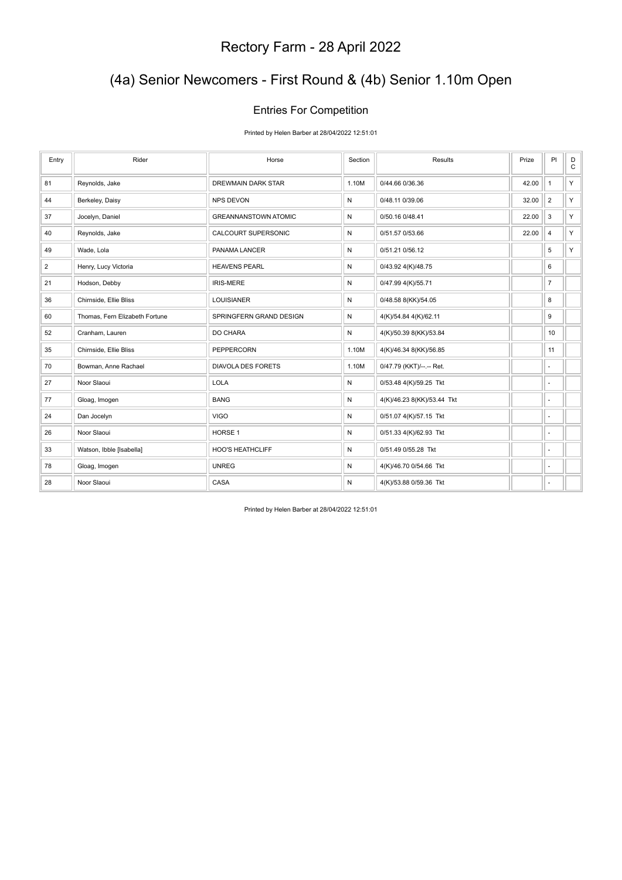# Rectory Farm - 28 April 2022

## (4a) Senior Newcomers - First Round & (4b) Senior 1.10m Open

### Entries For Competition

Printed by Helen Barber at 28/04/2022 12:51:01

| Entry | Rider | Horse | Section | Results | Prize | Pl | DC |
|---|---|---|---|---|---|---|---|
| 81 | Reynolds, Jake | DREWMAIN DARK STAR | 1.10M | 0/44.66 0/36.36 | 42.00 | 1 | Y |
| 44 | Berkeley, Daisy | NPS DEVON | N | 0/48.11 0/39.06 | 32.00 | 2 | Y |
| 37 | Jocelyn, Daniel | GREANNANSTOWN ATOMIC | N | 0/50.16 0/48.41 | 22.00 | 3 | Y |
| 40 | Reynolds, Jake | CALCOURT SUPERSONIC | N | 0/51.57 0/53.66 | 22.00 | 4 | Y |
| 49 | Wade, Lola | PANAMA LANCER | N | 0/51.21 0/56.12 | | 5 | Y |
| 2 | Henry, Lucy Victoria | HEAVENS PEARL | N | 0/43.92 4(K)/48.75 | | 6 | |
| 21 | Hodson, Debby | IRIS-MERE | N | 0/47.99 4(K)/55.71 | | 7 | |
| 36 | Chirnside, Ellie Bliss | LOUISIANER | N | 0/48.58 8(KK)/54.05 | | 8 | |
| 60 | Thomas, Fern Elizabeth Fortune | SPRINGFERN GRAND DESIGN | N | 4(K)/54.84 4(K)/62.11 | | 9 | |
| 52 | Cranham, Lauren | DO CHARA | N | 4(K)/50.39 8(KK)/53.84 | | 10 | |
| 35 | Chirnside, Ellie Bliss | PEPPERCORN | 1.10M | 4(K)/46.34 8(KK)/56.85 | | 11 | |
| 70 | Bowman, Anne Rachael | DIAVOLA DES FORETS | 1.10M | 0/47.79 (KKT)/--.-- Ret. | | - | |
| 27 | Noor Slaoui | LOLA | N | 0/53.48 4(K)/59.25 Tkt | | - | |
| 77 | Gloag, Imogen | BANG | N | 4(K)/46.23 8(KK)/53.44 Tkt | | - | |
| 24 | Dan Jocelyn | VIGO | N | 0/51.07 4(K)/57.15 Tkt | | - | |
| 26 | Noor Slaoui | HORSE 1 | N | 0/51.33 4(K)/62.93 Tkt | | - | |
| 33 | Watson, Ibble [Isabella] | HOO'S HEATHCLIFF | N | 0/51.49 0/55.28 Tkt | | - | |
| 78 | Gloag, Imogen | UNREG | N | 4(K)/46.70 0/54.66 Tkt | | - | |
| 28 | Noor Slaoui | CASA | N | 4(K)/53.88 0/59.36 Tkt | | - | |

Printed by Helen Barber at 28/04/2022 12:51:01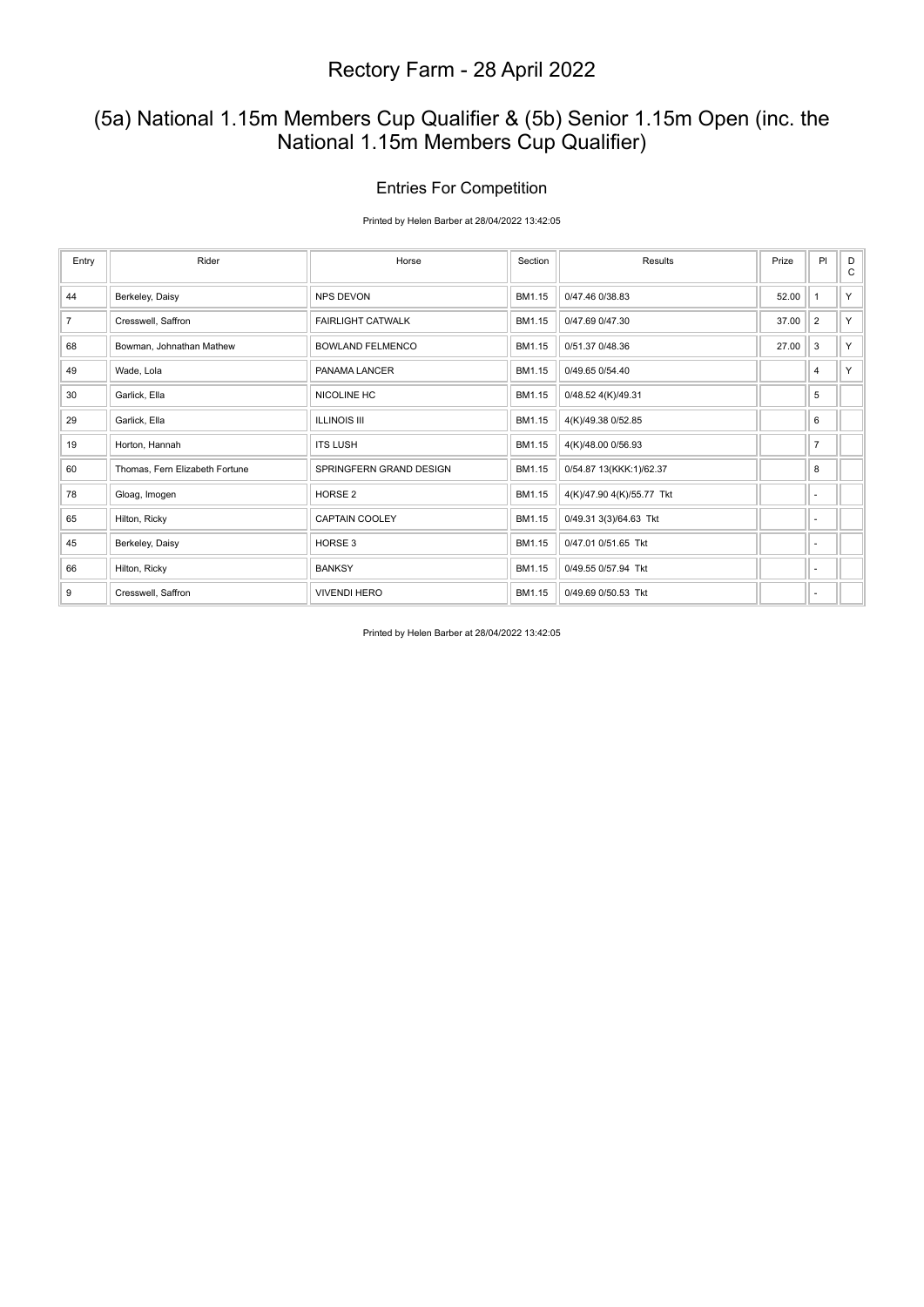# Rectory Farm - 28 April 2022

## (5a) National 1.15m Members Cup Qualifier & (5b) Senior 1.15m Open (inc. the National 1.15m Members Cup Qualifier)

### Entries For Competition

Printed by Helen Barber at 28/04/2022 13:42:05

| Entry | Rider | Horse | Section | Results | Prize | Pl | D C |
|---|---|---|---|---|---|---|---|
| 44 | Berkeley, Daisy | NPS DEVON | BM1.15 | 0/47.46 0/38.83 | 52.00 | 1 | Y |
| 7 | Cresswell, Saffron | FAIRLIGHT CATWALK | BM1.15 | 0/47.69 0/47.30 | 37.00 | 2 | Y |
| 68 | Bowman, Johnathan Mathew | BOWLAND FELMENCO | BM1.15 | 0/51.37 0/48.36 | 27.00 | 3 | Y |
| 49 | Wade, Lola | PANAMA LANCER | BM1.15 | 0/49.65 0/54.40 | | 4 | Y |
| 30 | Garlick, Ella | NICOLINE HC | BM1.15 | 0/48.52 4(K)/49.31 | | 5 | |
| 29 | Garlick, Ella | ILLINOIS III | BM1.15 | 4(K)/49.38 0/52.85 | | 6 | |
| 19 | Horton, Hannah | ITS LUSH | BM1.15 | 4(K)/48.00 0/56.93 | | 7 | |
| 60 | Thomas, Fern Elizabeth Fortune | SPRINGFERN GRAND DESIGN | BM1.15 | 0/54.87 13(KKK:1)/62.37 | | 8 | |
| 78 | Gloag, Imogen | HORSE 2 | BM1.15 | 4(K)/47.90 4(K)/55.77 Tkt | | - | |
| 65 | Hilton, Ricky | CAPTAIN COOLEY | BM1.15 | 0/49.31 3(3)/64.63 Tkt | | - | |
| 45 | Berkeley, Daisy | HORSE 3 | BM1.15 | 0/47.01 0/51.65 Tkt | | - | |
| 66 | Hilton, Ricky | BANKSY | BM1.15 | 0/49.55 0/57.94 Tkt | | - | |
| 9 | Cresswell, Saffron | VIVENDI HERO | BM1.15 | 0/49.69 0/50.53 Tkt | | - | |

Printed by Helen Barber at 28/04/2022 13:42:05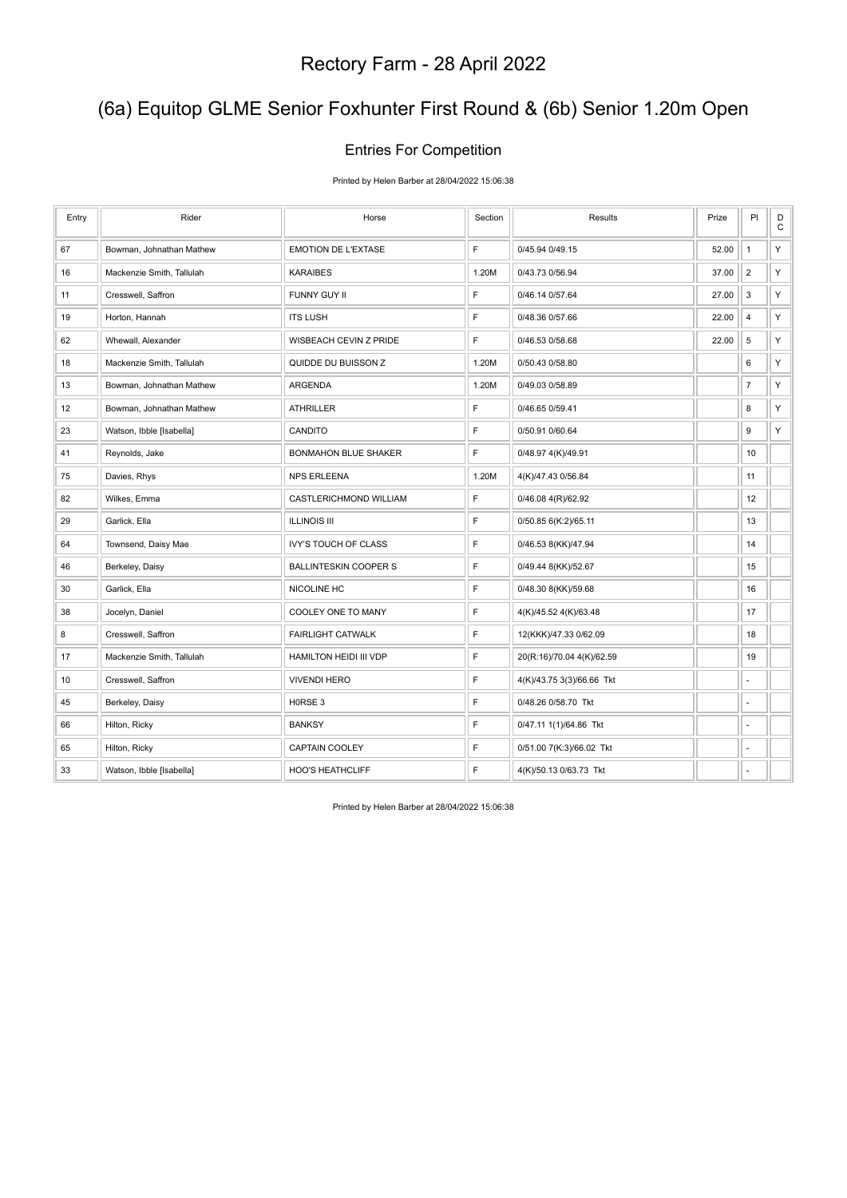# Rectory Farm - 28 April 2022

## (6a) Equitop GLME Senior Foxhunter First Round & (6b) Senior 1.20m Open

### Entries For Competition

Printed by Helen Barber at 28/04/2022 15:06:38

| Entry | Rider | Horse | Section | Results | Prize | Pl | DC |
|---|---|---|---|---|---|---|---|
| 67 | Bowman, Johnathan Mathew | EMOTION DE L'EXTASE | F | 0/45.94 0/49.15 | 52.00 | 1 | Y |
| 16 | Mackenzie Smith, Tallulah | KARAIBES | 1.20M | 0/43.73 0/56.94 | 37.00 | 2 | Y |
| 11 | Cresswell, Saffron | FUNNY GUY II | F | 0/46.14 0/57.64 | 27.00 | 3 | Y |
| 19 | Horton, Hannah | ITS LUSH | F | 0/48.36 0/57.66 | 22.00 | 4 | Y |
| 62 | Whewall, Alexander | WISBEACH CEVIN Z PRIDE | F | 0/46.53 0/58.68 | 22.00 | 5 | Y |
| 18 | Mackenzie Smith, Tallulah | QUIDDE DU BUISSON Z | 1.20M | 0/50.43 0/58.80 | | 6 | Y |
| 13 | Bowman, Johnathan Mathew | ARGENDA | 1.20M | 0/49.03 0/58.89 | | 7 | Y |
| 12 | Bowman, Johnathan Mathew | ATHRILLER | F | 0/46.65 0/59.41 | | 8 | Y |
| 23 | Watson, Ibble [Isabella] | CANDITO | F | 0/50.91 0/60.64 | | 9 | Y |
| 41 | Reynolds, Jake | BONMAHON BLUE SHAKER | F | 0/48.97 4(K)/49.91 | | 10 | |
| 75 | Davies, Rhys | NPS ERLEENA | 1.20M | 4(K)/47.43 0/56.84 | | 11 | |
| 82 | Wilkes, Emma | CASTLERICHMOND WILLIAM | F | 0/46.08 4(R)/62.92 | | 12 | |
| 29 | Garlick, Ella | ILLINOIS III | F | 0/50.85 6(K:2)/65.11 | | 13 | |
| 64 | Townsend, Daisy Mae | IVY'S TOUCH OF CLASS | F | 0/46.53 8(KK)/47.94 | | 14 | |
| 46 | Berkeley, Daisy | BALLINTESKIN COOPER S | F | 0/49.44 8(KK)/52.67 | | 15 | |
| 30 | Garlick, Ella | NICOLINE HC | F | 0/48.30 8(KK)/59.68 | | 16 | |
| 38 | Jocelyn, Daniel | COOLEY ONE TO MANY | F | 4(K)/45.52 4(K)/63.48 | | 17 | |
| 8 | Cresswell, Saffron | FAIRLIGHT CATWALK | F | 12(KKK)/47.33 0/62.09 | | 18 | |
| 17 | Mackenzie Smith, Tallulah | HAMILTON HEIDI III VDP | F | 20(R:16)/70.04 4(K)/62.59 | | 19 | |
| 10 | Cresswell, Saffron | VIVENDI HERO | F | 4(K)/43.75 3(3)/66.66 Tkt | | - | |
| 45 | Berkeley, Daisy | H0RSE 3 | F | 0/48.26 0/58.70 Tkt | | - | |
| 66 | Hilton, Ricky | BANKSY | F | 0/47.11 1(1)/64.86 Tkt | | - | |
| 65 | Hilton, Ricky | CAPTAIN COOLEY | F | 0/51.00 7(K:3)/66.02 Tkt | | - | |
| 33 | Watson, Ibble [Isabella] | HOO'S HEATHCLIFF | F | 4(K)/50.13 0/63.73 Tkt | | - | |

Printed by Helen Barber at 28/04/2022 15:06:38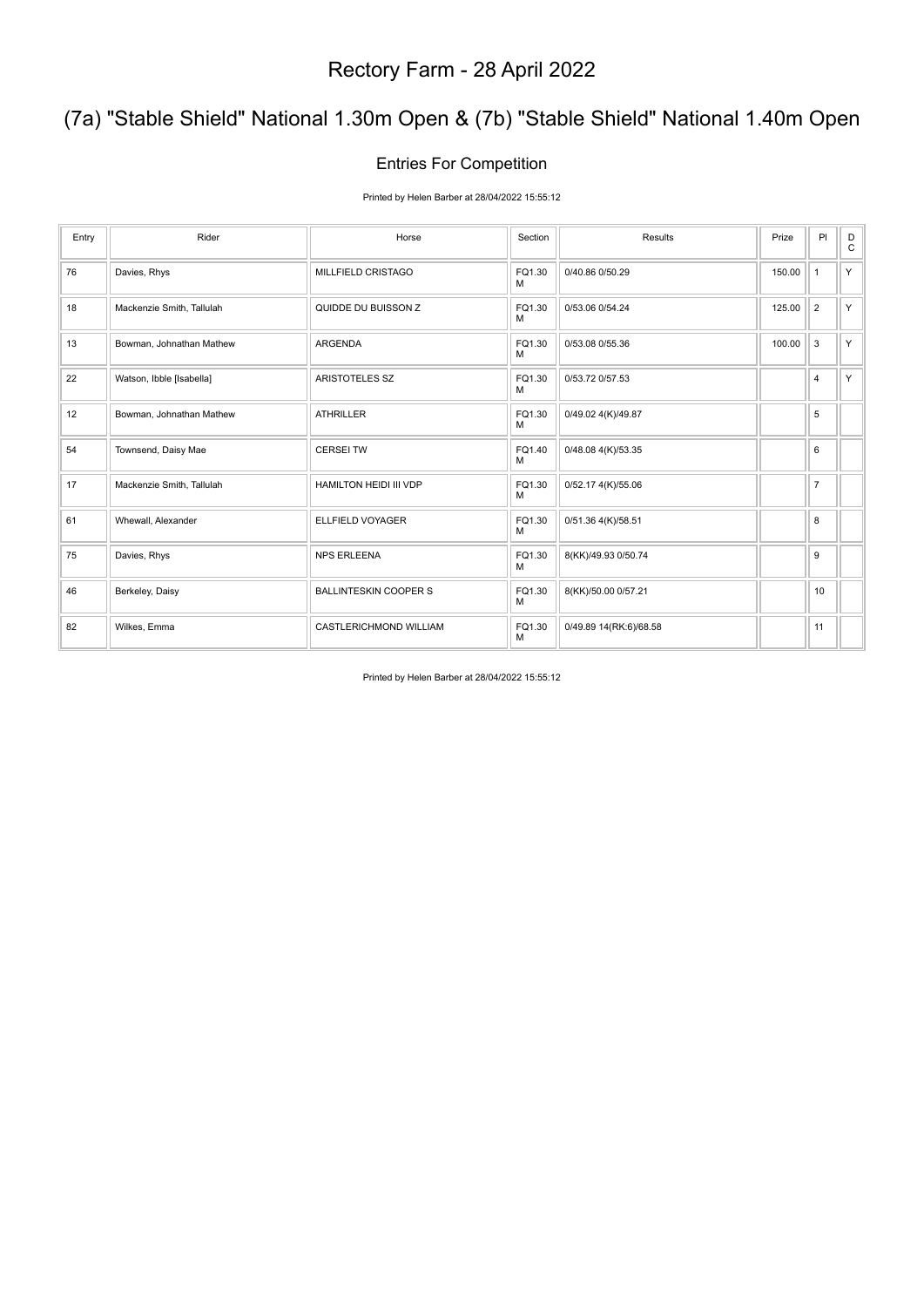# Rectory Farm - 28 April 2022

## (7a) "Stable Shield" National 1.30m Open & (7b) "Stable Shield" National 1.40m Open

### Entries For Competition

Printed by Helen Barber at 28/04/2022 15:55:12

| Entry | Rider | Horse | Section | Results | Prize | Pl | DC |
|---|---|---|---|---|---|---|---|
| 76 | Davies, Rhys | MILLFIELD CRISTAGO | FQ1.30 M | 0/40.86 0/50.29 | 150.00 | 1 | Y |
| 18 | Mackenzie Smith, Tallulah | QUIDDE DU BUISSON Z | FQ1.30 M | 0/53.06 0/54.24 | 125.00 | 2 | Y |
| 13 | Bowman, Johnathan Mathew | ARGENDA | FQ1.30 M | 0/53.08 0/55.36 | 100.00 | 3 | Y |
| 22 | Watson, Ibble [Isabella] | ARISTOTELES SZ | FQ1.30 M | 0/53.72 0/57.53 | | 4 | Y |
| 12 | Bowman, Johnathan Mathew | ATHRILLER | FQ1.30 M | 0/49.02 4(K)/49.87 | | 5 | |
| 54 | Townsend, Daisy Mae | CERSEI TW | FQ1.40 M | 0/48.08 4(K)/53.35 | | 6 | |
| 17 | Mackenzie Smith, Tallulah | HAMILTON HEIDI III VDP | FQ1.30 M | 0/52.17 4(K)/55.06 | | 7 | |
| 61 | Whewall, Alexander | ELLFIELD VOYAGER | FQ1.30 M | 0/51.36 4(K)/58.51 | | 8 | |
| 75 | Davies, Rhys | NPS ERLEENA | FQ1.30 M | 8(KK)/49.93 0/50.74 | | 9 | |
| 46 | Berkeley, Daisy | BALLINTESKIN COOPER S | FQ1.30 M | 8(KK)/50.00 0/57.21 | | 10 | |
| 82 | Wilkes, Emma | CASTLERICHMOND WILLIAM | FQ1.30 M | 0/49.89 14(RK:6)/68.58 | | 11 | |

Printed by Helen Barber at 28/04/2022 15:55:12